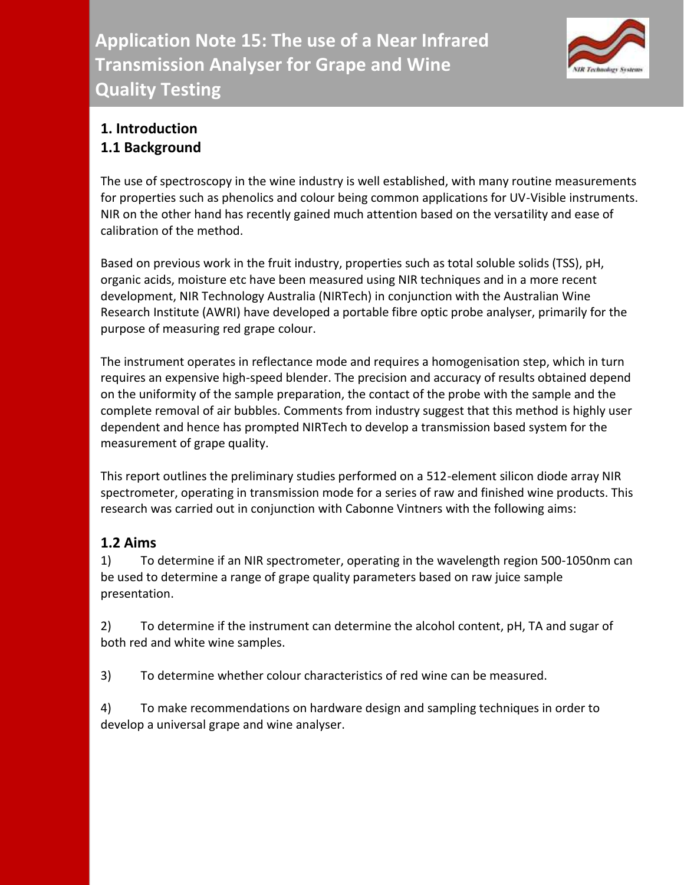# Application Note 15: The use of a Near Infrared Transmission Analyser for Grape and Wine Quality Testing

## 1. Introduction
## 1.1 Background

The use of spectroscopy in the wine industry is well established, with many routine measurements for properties such as phenolics and colour being common applications for UV-Visible instruments. NIR on the other hand has recently gained much attention based on the versatility and ease of calibration of the method.

Based on previous work in the fruit industry, properties such as total soluble solids (TSS), pH, organic acids, moisture etc have been measured using NIR techniques and in a more recent development, NIR Technology Australia (NIRTech) in conjunction with the Australian Wine Research Institute (AWRI) have developed a portable fibre optic probe analyser, primarily for the purpose of measuring red grape colour.

The instrument operates in reflectance mode and requires a homogenisation step, which in turn requires an expensive high-speed blender. The precision and accuracy of results obtained depend on the uniformity of the sample preparation, the contact of the probe with the sample and the complete removal of air bubbles. Comments from industry suggest that this method is highly user dependent and hence has prompted NIRTech to develop a transmission based system for the measurement of grape quality.

This report outlines the preliminary studies performed on a 512-element silicon diode array NIR spectrometer, operating in transmission mode for a series of raw and finished wine products. This research was carried out in conjunction with Cabonne Vintners with the following aims:

## 1.2 Aims

1) To determine if an NIR spectrometer, operating in the wavelength region 500-1050nm can be used to determine a range of grape quality parameters based on raw juice sample presentation.

2) To determine if the instrument can determine the alcohol content, pH, TA and sugar of both red and white wine samples.

3) To determine whether colour characteristics of red wine can be measured.

4) To make recommendations on hardware design and sampling techniques in order to develop a universal grape and wine analyser.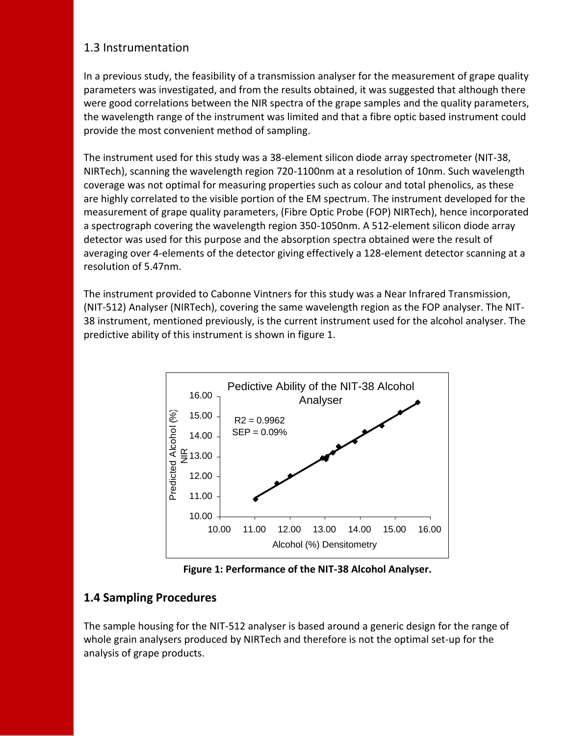## 1.3 Instrumentation

In a previous study, the feasibility of a transmission analyser for the measurement of grape quality parameters was investigated, and from the results obtained, it was suggested that although there were good correlations between the NIR spectra of the grape samples and the quality parameters, the wavelength range of the instrument was limited and that a fibre optic based instrument could provide the most convenient method of sampling.

The instrument used for this study was a 38-element silicon diode array spectrometer (NIT-38, NIRTech), scanning the wavelength region 720-1100nm at a resolution of 10nm. Such wavelength coverage was not optimal for measuring properties such as colour and total phenolics, as these are highly correlated to the visible portion of the EM spectrum. The instrument developed for the measurement of grape quality parameters, (Fibre Optic Probe (FOP) NIRTech), hence incorporated a spectrograph covering the wavelength region 350-1050nm. A 512-element silicon diode array detector was used for this purpose and the absorption spectra obtained were the result of averaging over 4-elements of the detector giving effectively a 128-element detector scanning at a resolution of 5.47nm.

The instrument provided to Cabonne Vintners for this study was a Near Infrared Transmission, (NIT-512) Analyser (NIRTech), covering the same wavelength region as the FOP analyser. The NIT-38 instrument, mentioned previously, is the current instrument used for the alcohol analyser. The predictive ability of this instrument is shown in figure 1.

**Figure 1: Performance of the NIT-38 Alcohol Analyser.**

## 1.4 Sampling Procedures

The sample housing for the NIT-512 analyser is based around a generic design for the range of whole grain analysers produced by NIRTech and therefore is not the optimal set-up for the analysis of grape products.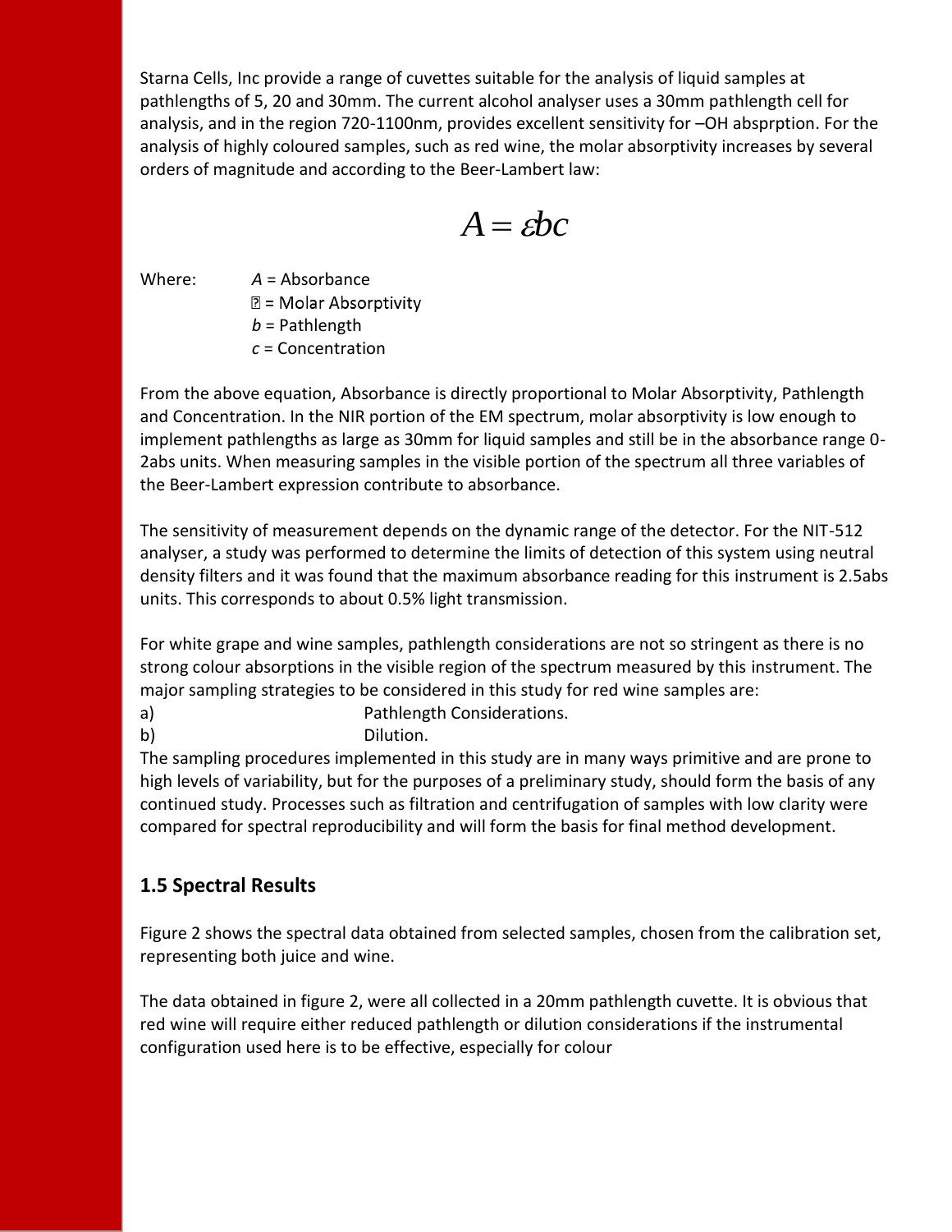Starna Cells, Inc provide a range of cuvettes suitable for the analysis of liquid samples at pathlengths of 5, 20 and 30mm. The current alcohol analyser uses a 30mm pathlength cell for analysis, and in the region 720-1100nm, provides excellent sensitivity for –OH absprption. For the analysis of highly coloured samples, such as red wine, the molar absorptivity increases by several orders of magnitude and according to the Beer-Lambert law:

$$A = \varepsilon bc$$

Where:
- $A$ = Absorbance
- $\varepsilon$ = Molar Absorptivity
- $b$ = Pathlength
- $c$ = Concentration

From the above equation, Absorbance is directly proportional to Molar Absorptivity, Pathlength and Concentration. In the NIR portion of the EM spectrum, molar absorptivity is low enough to implement pathlengths as large as 30mm for liquid samples and still be in the absorbance range 0-2abs units. When measuring samples in the visible portion of the spectrum all three variables of the Beer-Lambert expression contribute to absorbance.

The sensitivity of measurement depends on the dynamic range of the detector. For the NIT-512 analyser, a study was performed to determine the limits of detection of this system using neutral density filters and it was found that the maximum absorbance reading for this instrument is 2.5abs units. This corresponds to about 0.5% light transmission.

For white grape and wine samples, pathlength considerations are not so stringent as there is no strong colour absorptions in the visible region of the spectrum measured by this instrument. The major sampling strategies to be considered in this study for red wine samples are:

a) Pathlength Considerations.

b) Dilution.

The sampling procedures implemented in this study are in many ways primitive and are prone to high levels of variability, but for the purposes of a preliminary study, should form the basis of any continued study. Processes such as filtration and centrifugation of samples with low clarity were compared for spectral reproducibility and will form the basis for final method development.

## 1.5 Spectral Results

Figure 2 shows the spectral data obtained from selected samples, chosen from the calibration set, representing both juice and wine.

The data obtained in figure 2, were all collected in a 20mm pathlength cuvette. It is obvious that red wine will require either reduced pathlength or dilution considerations if the instrumental configuration used here is to be effective, especially for colour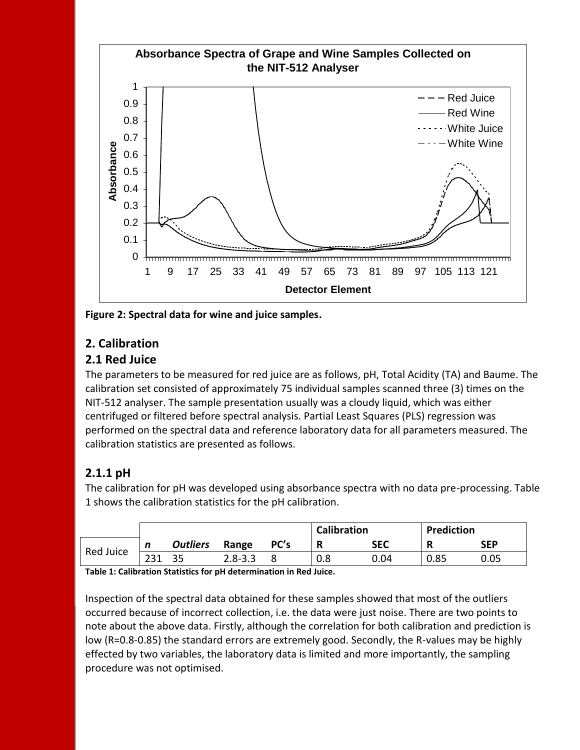Figure 2: Spectral data for wine and juice samples.

## 2. Calibration

### 2.1 Red Juice

The parameters to be measured for red juice are as follows, pH, Total Acidity (TA) and Baume. The calibration set consisted of approximately 75 individual samples scanned three (3) times on the NIT-512 analyser. The sample presentation usually was a cloudy liquid, which was either centrifuged or filtered before spectral analysis. Partial Least Squares (PLS) regression was performed on the spectral data and reference laboratory data for all parameters measured. The calibration statistics are presented as follows.

### 2.1.1 pH

The calibration for pH was developed using absorbance spectra with no data pre-processing. Table 1 shows the calibration statistics for the pH calibration.

| | | | | | **Calibration** | | **Prediction** | |
|---|---|---|---|---|---|---|---|---|
| Red Juice | ***n*** | ***Outliers*** | **Range** | **PC's** | **R** | **SEC** | **R** | **SEP** |
| | 231 | 35 | 2.8-3.3 | 8 | 0.8 | 0.04 | 0.85 | 0.05 |

**Table 1: Calibration Statistics for pH determination in Red Juice.**

Inspection of the spectral data obtained for these samples showed that most of the outliers occurred because of incorrect collection, i.e. the data were just noise. There are two points to note about the above data. Firstly, although the correlation for both calibration and prediction is low (R=0.8-0.85) the standard errors are extremely good. Secondly, the R-values may be highly effected by two variables, the laboratory data is limited and more importantly, the sampling procedure was not optimised.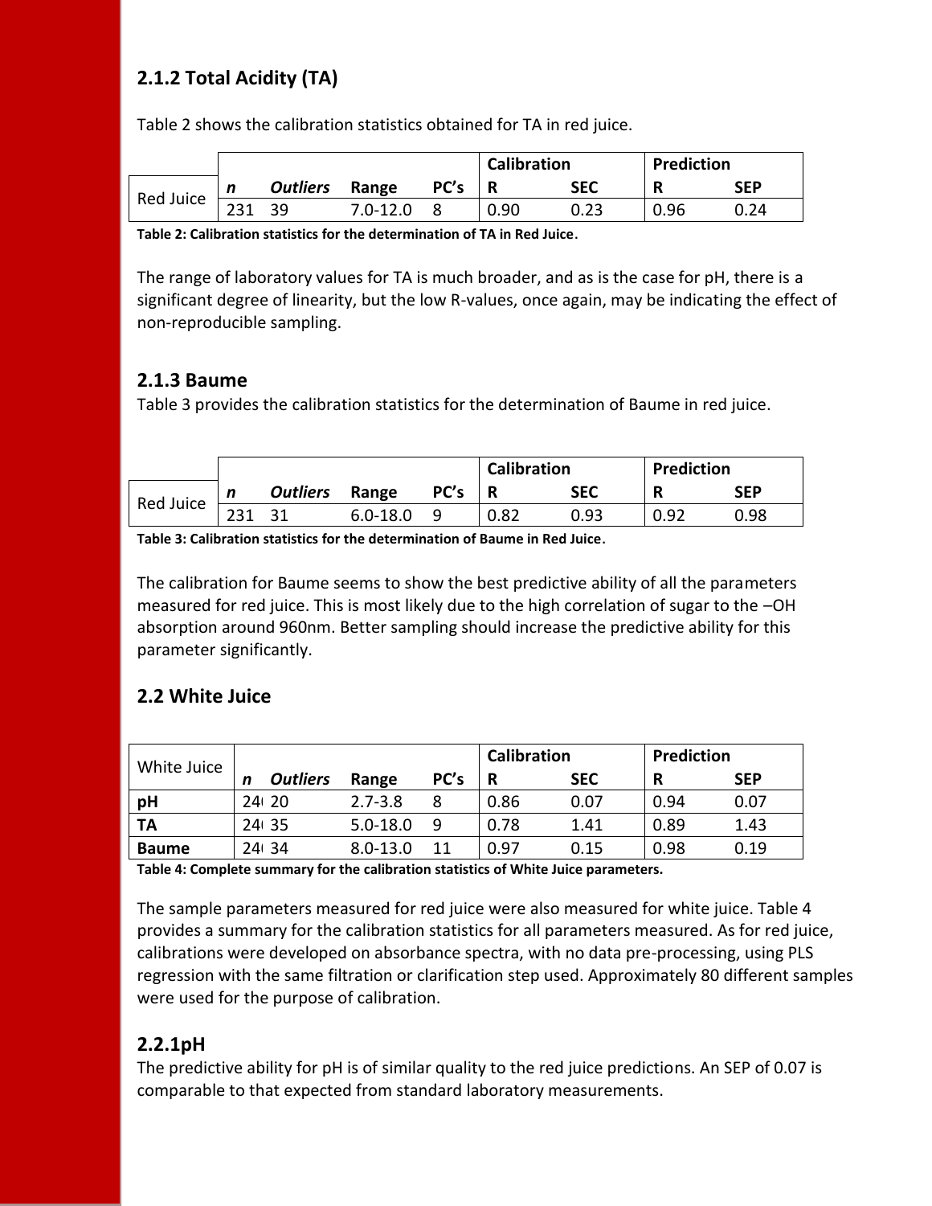### 2.1.2 Total Acidity (TA)

Table 2 shows the calibration statistics obtained for TA in red juice.

| | | | | | Calibration | | Prediction | |
|---|---|---|---|---|---|---|---|---|
| Red Juice | *n* | *Outliers* | Range | PC's | R | SEC | R | SEP |
| | 231 | 39 | 7.0-12.0 | 8 | 0.90 | 0.23 | 0.96 | 0.24 |

**Table 2: Calibration statistics for the determination of TA in Red Juice.**

The range of laboratory values for TA is much broader, and as is the case for pH, there is a significant degree of linearity, but the low R-values, once again, may be indicating the effect of non-reproducible sampling.

### 2.1.3 Baume

Table 3 provides the calibration statistics for the determination of Baume in red juice.

| | | | | | Calibration | | Prediction | |
|---|---|---|---|---|---|---|---|---|
| Red Juice | *n* | *Outliers* | Range | PC's | R | SEC | R | SEP |
| | 231 | 31 | 6.0-18.0 | 9 | 0.82 | 0.93 | 0.92 | 0.98 |

**Table 3: Calibration statistics for the determination of Baume in Red Juice.**

The calibration for Baume seems to show the best predictive ability of all the parameters measured for red juice. This is most likely due to the high correlation of sugar to the –OH absorption around 960nm. Better sampling should increase the predictive ability for this parameter significantly.

## 2.2 White Juice

| White Juice | | | | | Calibration | | Prediction | |
|---|---|---|---|---|---|---|---|---|
| | *n* | *Outliers* | Range | PC's | R | SEC | R | SEP |
| **pH** | 24( | 20 | 2.7-3.8 | 8 | 0.86 | 0.07 | 0.94 | 0.07 |
| **TA** | 24( | 35 | 5.0-18.0 | 9 | 0.78 | 1.41 | 0.89 | 1.43 |
| **Baume** | 24( | 34 | 8.0-13.0 | 11 | 0.97 | 0.15 | 0.98 | 0.19 |

**Table 4: Complete summary for the calibration statistics of White Juice parameters.**

The sample parameters measured for red juice were also measured for white juice. Table 4 provides a summary for the calibration statistics for all parameters measured. As for red juice, calibrations were developed on absorbance spectra, with no data pre-processing, using PLS regression with the same filtration or clarification step used. Approximately 80 different samples were used for the purpose of calibration.

### 2.2.1pH

The predictive ability for pH is of similar quality to the red juice predictions. An SEP of 0.07 is comparable to that expected from standard laboratory measurements.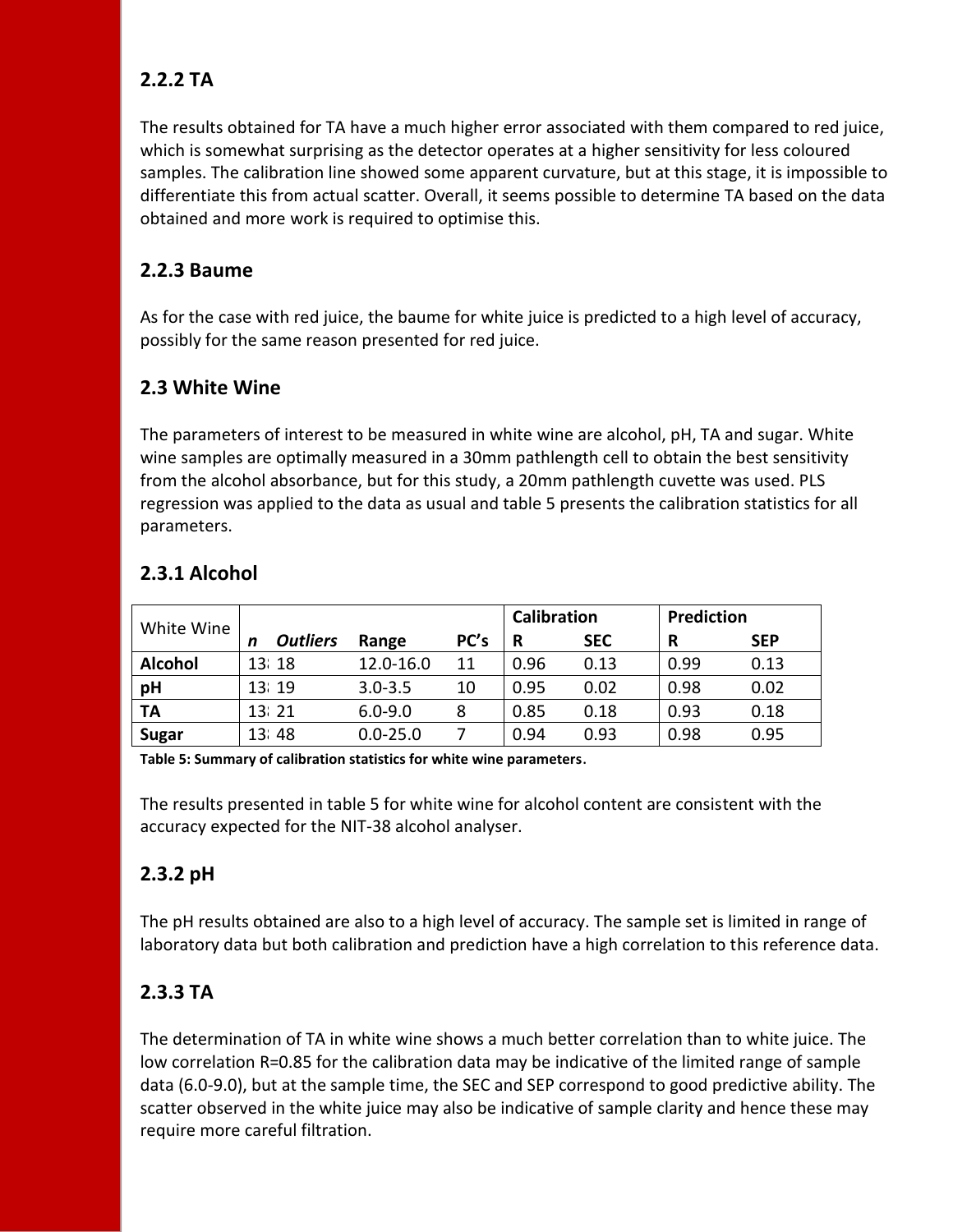### 2.2.2 TA

The results obtained for TA have a much higher error associated with them compared to red juice, which is somewhat surprising as the detector operates at a higher sensitivity for less coloured samples. The calibration line showed some apparent curvature, but at this stage, it is impossible to differentiate this from actual scatter. Overall, it seems possible to determine TA based on the data obtained and more work is required to optimise this.

### 2.2.3 Baume

As for the case with red juice, the baume for white juice is predicted to a high level of accuracy, possibly for the same reason presented for red juice.

## 2.3 White Wine

The parameters of interest to be measured in white wine are alcohol, pH, TA and sugar. White wine samples are optimally measured in a 30mm pathlength cell to obtain the best sensitivity from the alcohol absorbance, but for this study, a 20mm pathlength cuvette was used. PLS regression was applied to the data as usual and table 5 presents the calibration statistics for all parameters.

### 2.3.1 Alcohol

| White Wine | | | | | Calibration | | Prediction | |
|---|---|---|---|---|---|---|---|---|
| | ***n*** | ***Outliers*** | **Range** | **PC's** | **R** | **SEC** | **R** | **SEP** |
| **Alcohol** | 13: | 18 | 12.0-16.0 | 11 | 0.96 | 0.13 | 0.99 | 0.13 |
| **pH** | 13: | 19 | 3.0-3.5 | 10 | 0.95 | 0.02 | 0.98 | 0.02 |
| **TA** | 13: | 21 | 6.0-9.0 | 8 | 0.85 | 0.18 | 0.93 | 0.18 |
| **Sugar** | 13: | 48 | 0.0-25.0 | 7 | 0.94 | 0.93 | 0.98 | 0.95 |

**Table 5: Summary of calibration statistics for white wine parameters.**

The results presented in table 5 for white wine for alcohol content are consistent with the accuracy expected for the NIT-38 alcohol analyser.

### 2.3.2 pH

The pH results obtained are also to a high level of accuracy. The sample set is limited in range of laboratory data but both calibration and prediction have a high correlation to this reference data.

### 2.3.3 TA

The determination of TA in white wine shows a much better correlation than to white juice. The low correlation R=0.85 for the calibration data may be indicative of the limited range of sample data (6.0-9.0), but at the sample time, the SEC and SEP correspond to good predictive ability. The scatter observed in the white juice may also be indicative of sample clarity and hence these may require more careful filtration.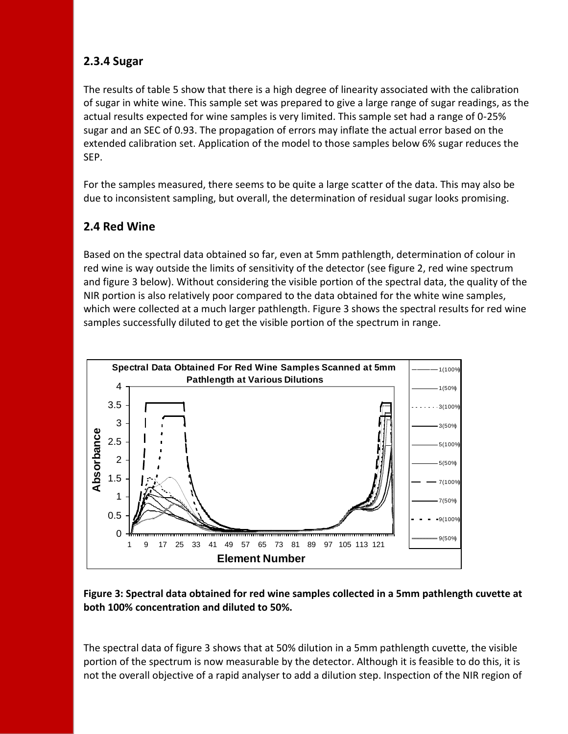### 2.3.4 Sugar

The results of table 5 show that there is a high degree of linearity associated with the calibration of sugar in white wine. This sample set was prepared to give a large range of sugar readings, as the actual results expected for wine samples is very limited. This sample set had a range of 0-25% sugar and an SEC of 0.93. The propagation of errors may inflate the actual error based on the extended calibration set. Application of the model to those samples below 6% sugar reduces the SEP.

For the samples measured, there seems to be quite a large scatter of the data. This may also be due to inconsistent sampling, but overall, the determination of residual sugar looks promising.

## 2.4 Red Wine

Based on the spectral data obtained so far, even at 5mm pathlength, determination of colour in red wine is way outside the limits of sensitivity of the detector (see figure 2, red wine spectrum and figure 3 below). Without considering the visible portion of the spectral data, the quality of the NIR portion is also relatively poor compared to the data obtained for the white wine samples, which were collected at a much larger pathlength. Figure 3 shows the spectral results for red wine samples successfully diluted to get the visible portion of the spectrum in range.

**Figure 3: Spectral data obtained for red wine samples collected in a 5mm pathlength cuvette at both 100% concentration and diluted to 50%.**

The spectral data of figure 3 shows that at 50% dilution in a 5mm pathlength cuvette, the visible portion of the spectrum is now measurable by the detector. Although it is feasible to do this, it is not the overall objective of a rapid analyser to add a dilution step. Inspection of the NIR region of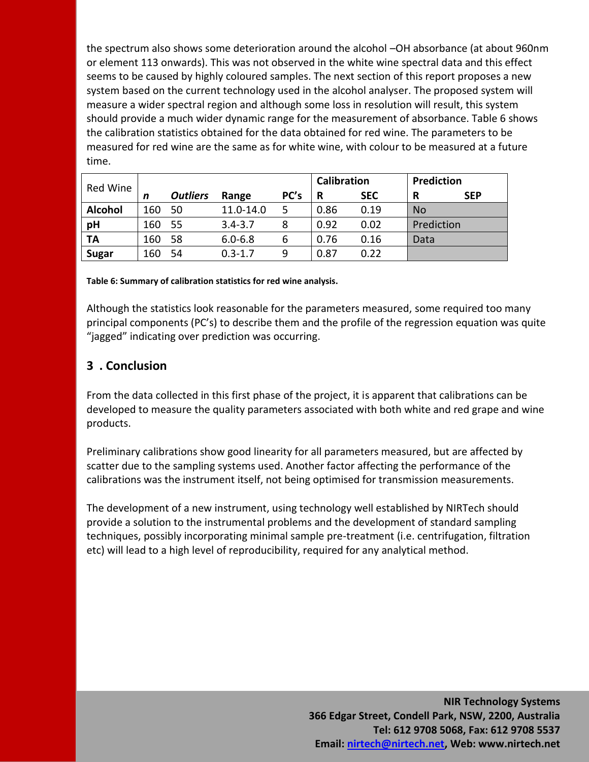the spectrum also shows some deterioration around the alcohol –OH absorbance (at about 960nm or element 113 onwards). This was not observed in the white wine spectral data and this effect seems to be caused by highly coloured samples. The next section of this report proposes a new system based on the current technology used in the alcohol analyser. The proposed system will measure a wider spectral region and although some loss in resolution will result, this system should provide a much wider dynamic range for the measurement of absorbance. Table 6 shows the calibration statistics obtained for the data obtained for red wine. The parameters to be measured for red wine are the same as for white wine, with colour to be measured at a future time.

| Red Wine | | | | | Calibration | | Prediction | |
|---|---|---|---|---|---|---|---|---|
| | *n* | *Outliers* | Range | PC's | R | SEC | R | SEP |
| **Alcohol** | 160 | 50 | 11.0-14.0 | 5 | 0.86 | 0.19 | No | |
| **pH** | 160 | 55 | 3.4-3.7 | 8 | 0.92 | 0.02 | Prediction | |
| **TA** | 160 | 58 | 6.0-6.8 | 6 | 0.76 | 0.16 | Data | |
| **Sugar** | 160 | 54 | 0.3-1.7 | 9 | 0.87 | 0.22 | | |

**Table 6: Summary of calibration statistics for red wine analysis.**

Although the statistics look reasonable for the parameters measured, some required too many principal components (PC's) to describe them and the profile of the regression equation was quite "jagged" indicating over prediction was occurring.

## 3 . Conclusion

From the data collected in this first phase of the project, it is apparent that calibrations can be developed to measure the quality parameters associated with both white and red grape and wine products.

Preliminary calibrations show good linearity for all parameters measured, but are affected by scatter due to the sampling systems used. Another factor affecting the performance of the calibrations was the instrument itself, not being optimised for transmission measurements.

The development of a new instrument, using technology well established by NIRTech should provide a solution to the instrumental problems and the development of standard sampling techniques, possibly incorporating minimal sample pre-treatment (i.e. centrifugation, filtration etc) will lead to a high level of reproducibility, required for any analytical method.